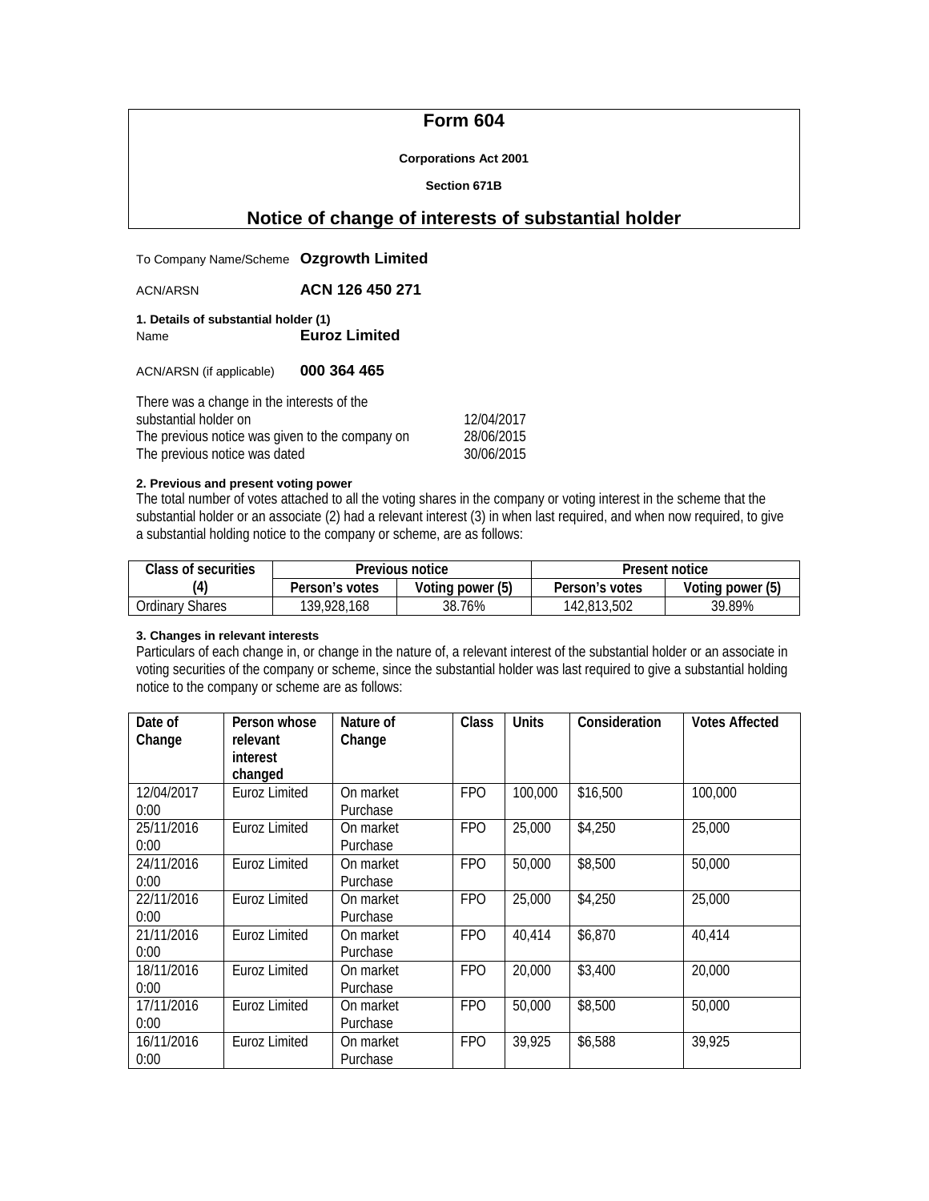# Form 604

**Corporations Act 2001**

**Section 671B**

## Notice of change of interests of substantial holder

To Company Name/Scheme **Ozgrowth Limited**

ACN/ARSN **ACN 126 450 271**

**1. Details of substantial holder (1)**

Name **Euroz Limited**

ACN/ARSN (if applicable) **000 364 465**

There was a change in the interests of the substantial holder on 12/04/2017

The previous notice was given to the company on 28/06/2015

The previous notice was dated 30/06/2015

**2. Previous and present voting power**

The total number of votes attached to all the voting shares in the company or voting interest in the scheme that the substantial holder or an associate (2) had a relevant interest (3) in when last required, and when now required, to give a substantial holding notice to the company or scheme, are as follows:

| Class of securities (4) | Previous notice | | Present notice | |
|---|---|---|---|---|
| | Person's votes | Voting power (5) | Person's votes | Voting power (5) |
| Ordinary Shares | 139,928,168 | 38.76% | 142,813,502 | 39.89% |

**3. Changes in relevant interests**

Particulars of each change in, or change in the nature of, a relevant interest of the substantial holder or an associate in voting securities of the company or scheme, since the substantial holder was last required to give a substantial holding notice to the company or scheme are as follows:

| Date of Change | Person whose relevant interest changed | Nature of Change | Class | Units | Consideration | Votes Affected |
|---|---|---|---|---|---|---|
| 12/04/2017 0:00 | Euroz Limited | On market Purchase | FPO | 100,000 | $16,500 | 100,000 |
| 25/11/2016 0:00 | Euroz Limited | On market Purchase | FPO | 25,000 | $4,250 | 25,000 |
| 24/11/2016 0:00 | Euroz Limited | On market Purchase | FPO | 50,000 | $8,500 | 50,000 |
| 22/11/2016 0:00 | Euroz Limited | On market Purchase | FPO | 25,000 | $4,250 | 25,000 |
| 21/11/2016 0:00 | Euroz Limited | On market Purchase | FPO | 40,414 | $6,870 | 40,414 |
| 18/11/2016 0:00 | Euroz Limited | On market Purchase | FPO | 20,000 | $3,400 | 20,000 |
| 17/11/2016 0:00 | Euroz Limited | On market Purchase | FPO | 50,000 | $8,500 | 50,000 |
| 16/11/2016 0:00 | Euroz Limited | On market Purchase | FPO | 39,925 | $6,588 | 39,925 |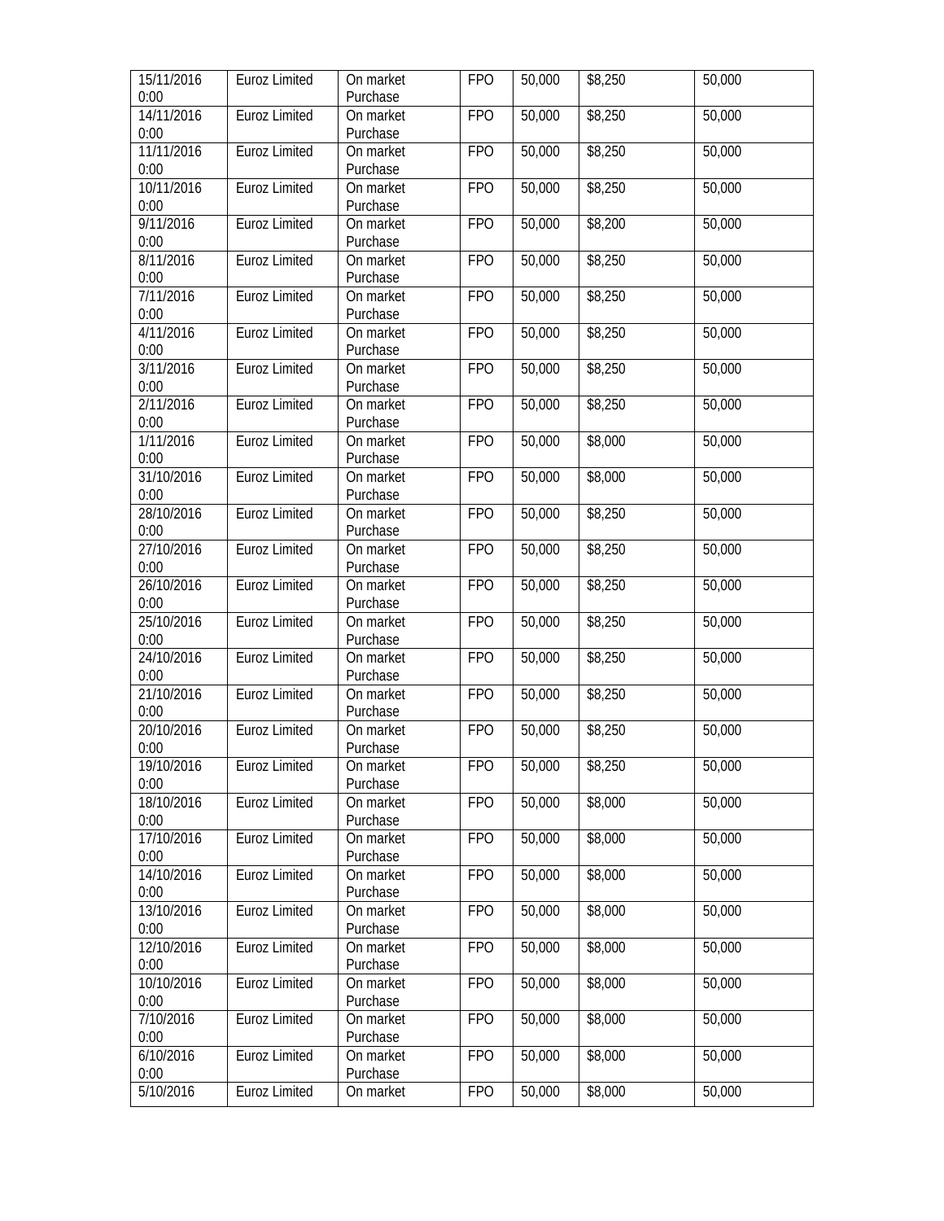| 15/11/2016 0:00 | Euroz Limited | On market Purchase | FPO | 50,000 | $8,250 | 50,000 |
|---|---|---|---|---|---|---|
| 14/11/2016 0:00 | Euroz Limited | On market Purchase | FPO | 50,000 | $8,250 | 50,000 |
| 11/11/2016 0:00 | Euroz Limited | On market Purchase | FPO | 50,000 | $8,250 | 50,000 |
| 10/11/2016 0:00 | Euroz Limited | On market Purchase | FPO | 50,000 | $8,250 | 50,000 |
| 9/11/2016 0:00 | Euroz Limited | On market Purchase | FPO | 50,000 | $8,200 | 50,000 |
| 8/11/2016 0:00 | Euroz Limited | On market Purchase | FPO | 50,000 | $8,250 | 50,000 |
| 7/11/2016 0:00 | Euroz Limited | On market Purchase | FPO | 50,000 | $8,250 | 50,000 |
| 4/11/2016 0:00 | Euroz Limited | On market Purchase | FPO | 50,000 | $8,250 | 50,000 |
| 3/11/2016 0:00 | Euroz Limited | On market Purchase | FPO | 50,000 | $8,250 | 50,000 |
| 2/11/2016 0:00 | Euroz Limited | On market Purchase | FPO | 50,000 | $8,250 | 50,000 |
| 1/11/2016 0:00 | Euroz Limited | On market Purchase | FPO | 50,000 | $8,000 | 50,000 |
| 31/10/2016 0:00 | Euroz Limited | On market Purchase | FPO | 50,000 | $8,000 | 50,000 |
| 28/10/2016 0:00 | Euroz Limited | On market Purchase | FPO | 50,000 | $8,250 | 50,000 |
| 27/10/2016 0:00 | Euroz Limited | On market Purchase | FPO | 50,000 | $8,250 | 50,000 |
| 26/10/2016 0:00 | Euroz Limited | On market Purchase | FPO | 50,000 | $8,250 | 50,000 |
| 25/10/2016 0:00 | Euroz Limited | On market Purchase | FPO | 50,000 | $8,250 | 50,000 |
| 24/10/2016 0:00 | Euroz Limited | On market Purchase | FPO | 50,000 | $8,250 | 50,000 |
| 21/10/2016 0:00 | Euroz Limited | On market Purchase | FPO | 50,000 | $8,250 | 50,000 |
| 20/10/2016 0:00 | Euroz Limited | On market Purchase | FPO | 50,000 | $8,250 | 50,000 |
| 19/10/2016 0:00 | Euroz Limited | On market Purchase | FPO | 50,000 | $8,250 | 50,000 |
| 18/10/2016 0:00 | Euroz Limited | On market Purchase | FPO | 50,000 | $8,000 | 50,000 |
| 17/10/2016 0:00 | Euroz Limited | On market Purchase | FPO | 50,000 | $8,000 | 50,000 |
| 14/10/2016 0:00 | Euroz Limited | On market Purchase | FPO | 50,000 | $8,000 | 50,000 |
| 13/10/2016 0:00 | Euroz Limited | On market Purchase | FPO | 50,000 | $8,000 | 50,000 |
| 12/10/2016 0:00 | Euroz Limited | On market Purchase | FPO | 50,000 | $8,000 | 50,000 |
| 10/10/2016 0:00 | Euroz Limited | On market Purchase | FPO | 50,000 | $8,000 | 50,000 |
| 7/10/2016 0:00 | Euroz Limited | On market Purchase | FPO | 50,000 | $8,000 | 50,000 |
| 6/10/2016 0:00 | Euroz Limited | On market Purchase | FPO | 50,000 | $8,000 | 50,000 |
| 5/10/2016 | Euroz Limited | On market | FPO | 50,000 | $8,000 | 50,000 |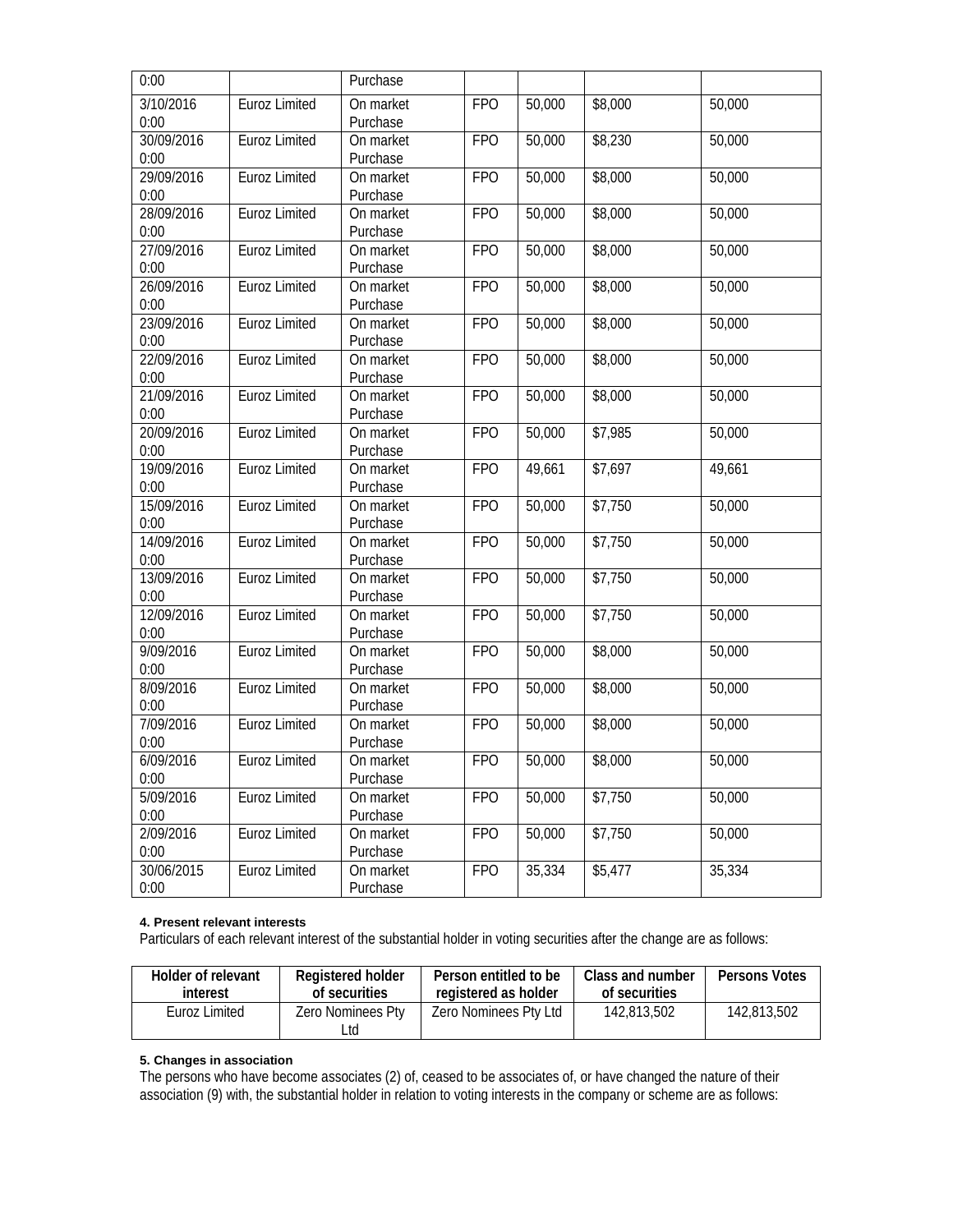| | | | | | | |
|---|---|---|---|---|---|---|
| 0:00 | | Purchase | | | | |
| 3/10/2016 0:00 | Euroz Limited | On market Purchase | FPO | 50,000 | $8,000 | 50,000 |
| 30/09/2016 0:00 | Euroz Limited | On market Purchase | FPO | 50,000 | $8,230 | 50,000 |
| 29/09/2016 0:00 | Euroz Limited | On market Purchase | FPO | 50,000 | $8,000 | 50,000 |
| 28/09/2016 0:00 | Euroz Limited | On market Purchase | FPO | 50,000 | $8,000 | 50,000 |
| 27/09/2016 0:00 | Euroz Limited | On market Purchase | FPO | 50,000 | $8,000 | 50,000 |
| 26/09/2016 0:00 | Euroz Limited | On market Purchase | FPO | 50,000 | $8,000 | 50,000 |
| 23/09/2016 0:00 | Euroz Limited | On market Purchase | FPO | 50,000 | $8,000 | 50,000 |
| 22/09/2016 0:00 | Euroz Limited | On market Purchase | FPO | 50,000 | $8,000 | 50,000 |
| 21/09/2016 0:00 | Euroz Limited | On market Purchase | FPO | 50,000 | $8,000 | 50,000 |
| 20/09/2016 0:00 | Euroz Limited | On market Purchase | FPO | 50,000 | $7,985 | 50,000 |
| 19/09/2016 0:00 | Euroz Limited | On market Purchase | FPO | 49,661 | $7,697 | 49,661 |
| 15/09/2016 0:00 | Euroz Limited | On market Purchase | FPO | 50,000 | $7,750 | 50,000 |
| 14/09/2016 0:00 | Euroz Limited | On market Purchase | FPO | 50,000 | $7,750 | 50,000 |
| 13/09/2016 0:00 | Euroz Limited | On market Purchase | FPO | 50,000 | $7,750 | 50,000 |
| 12/09/2016 0:00 | Euroz Limited | On market Purchase | FPO | 50,000 | $7,750 | 50,000 |
| 9/09/2016 0:00 | Euroz Limited | On market Purchase | FPO | 50,000 | $8,000 | 50,000 |
| 8/09/2016 0:00 | Euroz Limited | On market Purchase | FPO | 50,000 | $8,000 | 50,000 |
| 7/09/2016 0:00 | Euroz Limited | On market Purchase | FPO | 50,000 | $8,000 | 50,000 |
| 6/09/2016 0:00 | Euroz Limited | On market Purchase | FPO | 50,000 | $8,000 | 50,000 |
| 5/09/2016 0:00 | Euroz Limited | On market Purchase | FPO | 50,000 | $7,750 | 50,000 |
| 2/09/2016 0:00 | Euroz Limited | On market Purchase | FPO | 50,000 | $7,750 | 50,000 |
| 30/06/2015 0:00 | Euroz Limited | On market Purchase | FPO | 35,334 | $5,477 | 35,334 |

**4. Present relevant interests**

Particulars of each relevant interest of the substantial holder in voting securities after the change are as follows:

| Holder of relevant interest | Registered holder of securities | Person entitled to be registered as holder | Class and number of securities | Persons Votes |
|---|---|---|---|---|
| Euroz Limited | Zero Nominees Pty Ltd | Zero Nominees Pty Ltd | 142,813,502 | 142,813,502 |

**5. Changes in association**

The persons who have become associates (2) of, ceased to be associates of, or have changed the nature of their association (9) with, the substantial holder in relation to voting interests in the company or scheme are as follows: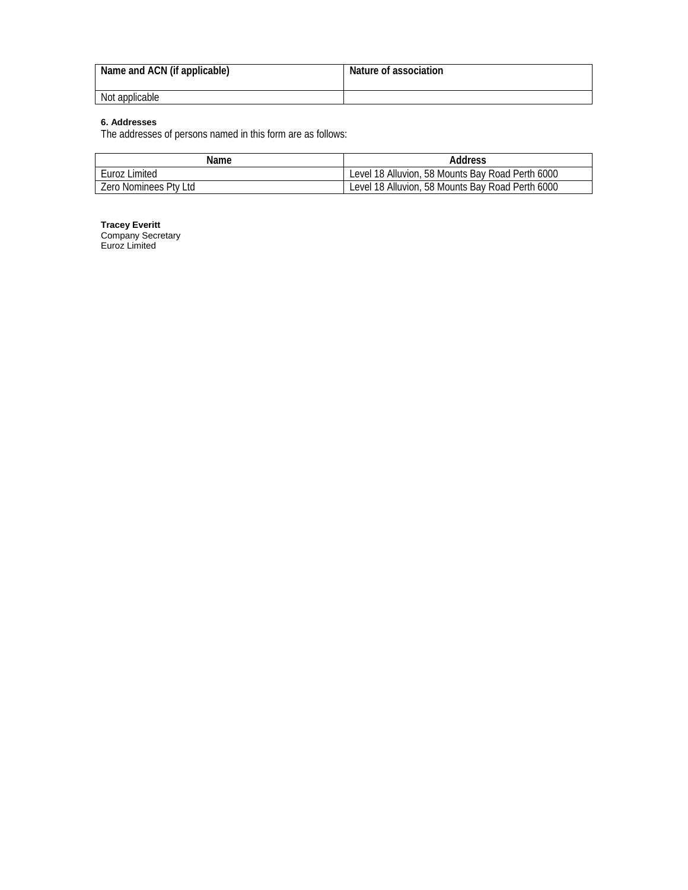| Name and ACN (if applicable) | Nature of association |
| --- | --- |
| Not applicable | |

**6. Addresses**

The addresses of persons named in this form are as follows:

| Name | Address |
| --- | --- |
| Euroz Limited | Level 18 Alluvion, 58 Mounts Bay Road Perth 6000 |
| Zero Nominees Pty Ltd | Level 18 Alluvion, 58 Mounts Bay Road Perth 6000 |

**Tracey Everitt**
Company Secretary
Euroz Limited